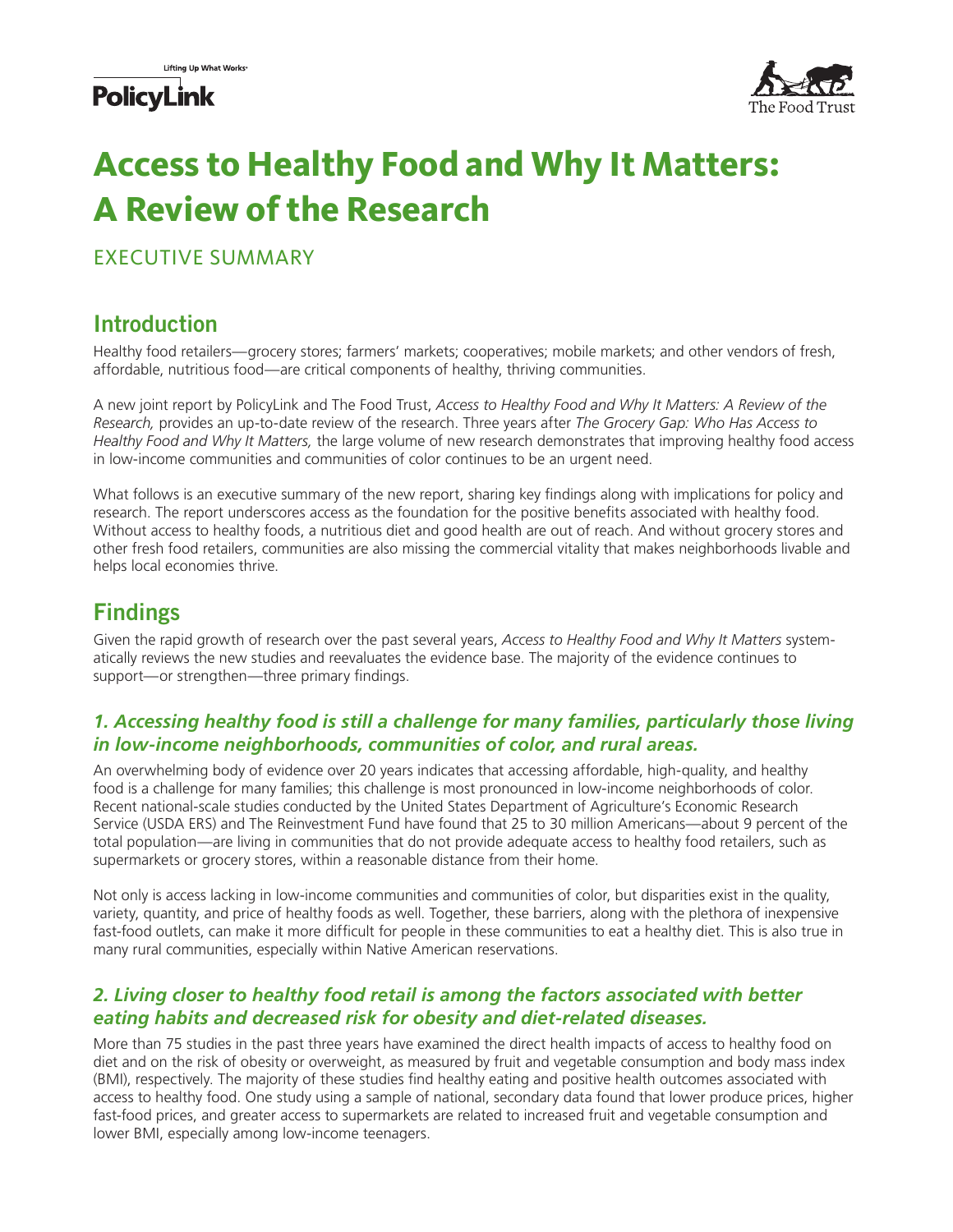Lifting Up What Works

PolicyLink

The Food Trust

# Access to Healthy Food and Why It Matters: A Review of the Research

EXECUTIVE SUMMARY

## Introduction

Healthy food retailers—grocery stores; farmers' markets; cooperatives; mobile markets; and other vendors of fresh, affordable, nutritious food—are critical components of healthy, thriving communities.

A new joint report by PolicyLink and The Food Trust, *Access to Healthy Food and Why It Matters: A Review of the Research,* provides an up-to-date review of the research. Three years after *The Grocery Gap: Who Has Access to Healthy Food and Why It Matters,* the large volume of new research demonstrates that improving healthy food access in low-income communities and communities of color continues to be an urgent need.

What follows is an executive summary of the new report, sharing key findings along with implications for policy and research. The report underscores access as the foundation for the positive benefits associated with healthy food. Without access to healthy foods, a nutritious diet and good health are out of reach. And without grocery stores and other fresh food retailers, communities are also missing the commercial vitality that makes neighborhoods livable and helps local economies thrive.

## Findings

Given the rapid growth of research over the past several years, *Access to Healthy Food and Why It Matters* systematically reviews the new studies and reevaluates the evidence base. The majority of the evidence continues to support—or strengthen—three primary findings.

### *1. Accessing healthy food is still a challenge for many families, particularly those living in low-income neighborhoods, communities of color, and rural areas.*

An overwhelming body of evidence over 20 years indicates that accessing affordable, high-quality, and healthy food is a challenge for many families; this challenge is most pronounced in low-income neighborhoods of color. Recent national-scale studies conducted by the United States Department of Agriculture's Economic Research Service (USDA ERS) and The Reinvestment Fund have found that 25 to 30 million Americans—about 9 percent of the total population—are living in communities that do not provide adequate access to healthy food retailers, such as supermarkets or grocery stores, within a reasonable distance from their home.

Not only is access lacking in low-income communities and communities of color, but disparities exist in the quality, variety, quantity, and price of healthy foods as well. Together, these barriers, along with the plethora of inexpensive fast-food outlets, can make it more difficult for people in these communities to eat a healthy diet. This is also true in many rural communities, especially within Native American reservations.

### *2. Living closer to healthy food retail is among the factors associated with better eating habits and decreased risk for obesity and diet-related diseases.*

More than 75 studies in the past three years have examined the direct health impacts of access to healthy food on diet and on the risk of obesity or overweight, as measured by fruit and vegetable consumption and body mass index (BMI), respectively. The majority of these studies find healthy eating and positive health outcomes associated with access to healthy food. One study using a sample of national, secondary data found that lower produce prices, higher fast-food prices, and greater access to supermarkets are related to increased fruit and vegetable consumption and lower BMI, especially among low-income teenagers.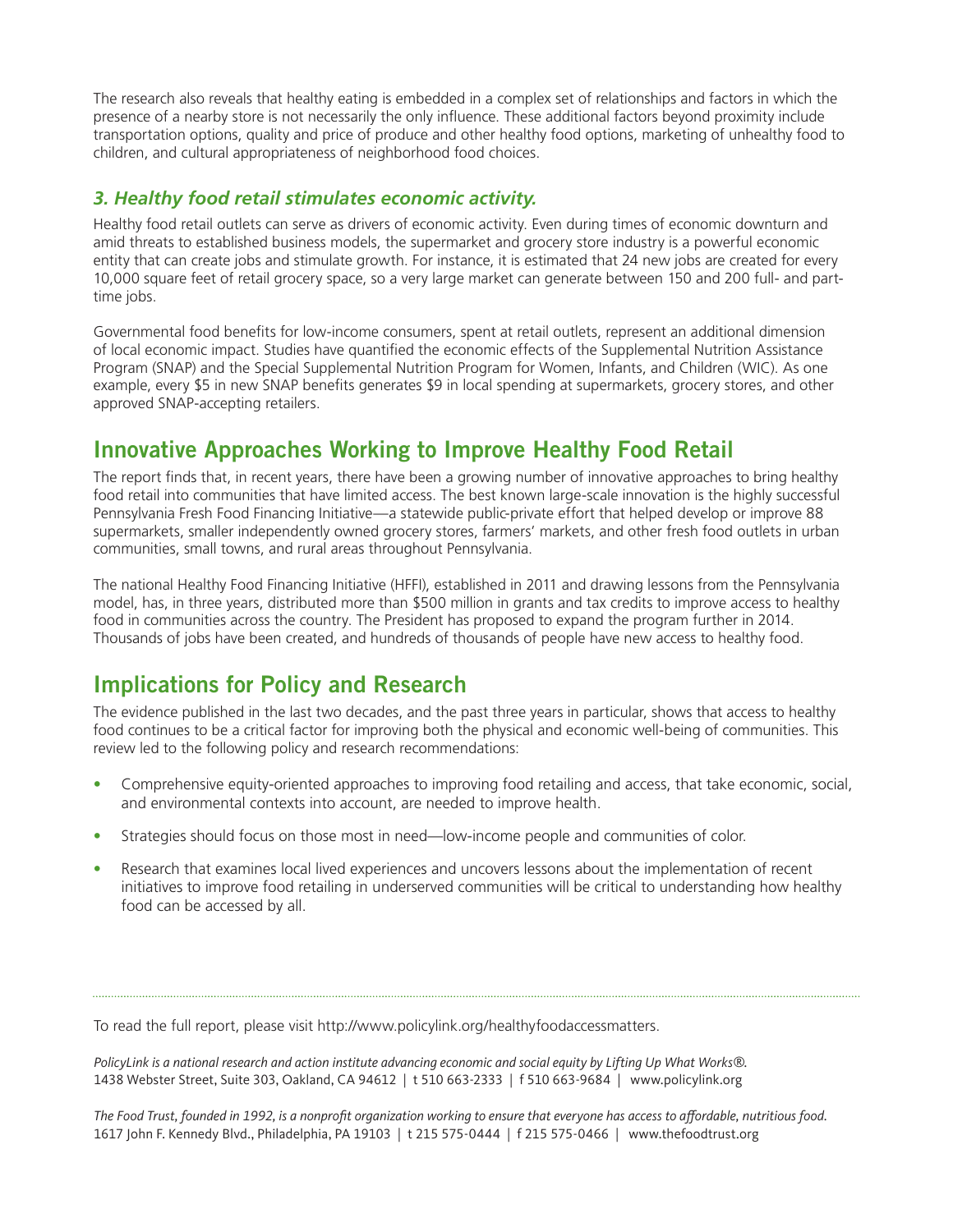The research also reveals that healthy eating is embedded in a complex set of relationships and factors in which the presence of a nearby store is not necessarily the only influence. These additional factors beyond proximity include transportation options, quality and price of produce and other healthy food options, marketing of unhealthy food to children, and cultural appropriateness of neighborhood food choices.

### *3. Healthy food retail stimulates economic activity.*

Healthy food retail outlets can serve as drivers of economic activity. Even during times of economic downturn and amid threats to established business models, the supermarket and grocery store industry is a powerful economic entity that can create jobs and stimulate growth. For instance, it is estimated that 24 new jobs are created for every 10,000 square feet of retail grocery space, so a very large market can generate between 150 and 200 full- and part-time jobs.

Governmental food benefits for low-income consumers, spent at retail outlets, represent an additional dimension of local economic impact. Studies have quantified the economic effects of the Supplemental Nutrition Assistance Program (SNAP) and the Special Supplemental Nutrition Program for Women, Infants, and Children (WIC). As one example, every $5 in new SNAP benefits generates $9 in local spending at supermarkets, grocery stores, and other approved SNAP-accepting retailers.

## Innovative Approaches Working to Improve Healthy Food Retail

The report finds that, in recent years, there have been a growing number of innovative approaches to bring healthy food retail into communities that have limited access. The best known large-scale innovation is the highly successful Pennsylvania Fresh Food Financing Initiative—a statewide public-private effort that helped develop or improve 88 supermarkets, smaller independently owned grocery stores, farmers' markets, and other fresh food outlets in urban communities, small towns, and rural areas throughout Pennsylvania.

The national Healthy Food Financing Initiative (HFFI), established in 2011 and drawing lessons from the Pennsylvania model, has, in three years, distributed more than $500 million in grants and tax credits to improve access to healthy food in communities across the country. The President has proposed to expand the program further in 2014. Thousands of jobs have been created, and hundreds of thousands of people have new access to healthy food.

## Implications for Policy and Research

The evidence published in the last two decades, and the past three years in particular, shows that access to healthy food continues to be a critical factor for improving both the physical and economic well-being of communities. This review led to the following policy and research recommendations:

- Comprehensive equity-oriented approaches to improving food retailing and access, that take economic, social, and environmental contexts into account, are needed to improve health.
- Strategies should focus on those most in need—low-income people and communities of color.
- Research that examines local lived experiences and uncovers lessons about the implementation of recent initiatives to improve food retailing in underserved communities will be critical to understanding how healthy food can be accessed by all.

---

To read the full report, please visit http://www.policylink.org/healthyfoodaccessmatters.

*PolicyLink is a national research and action institute advancing economic and social equity by Lifting Up What Works®.*
1438 Webster Street, Suite 303, Oakland, CA 94612 | t 510 663-2333 | f 510 663-9684 | www.policylink.org

*The Food Trust, founded in 1992, is a nonprofit organization working to ensure that everyone has access to affordable, nutritious food.*
1617 John F. Kennedy Blvd., Philadelphia, PA 19103 | t 215 575-0444 | f 215 575-0466 | www.thefoodtrust.org